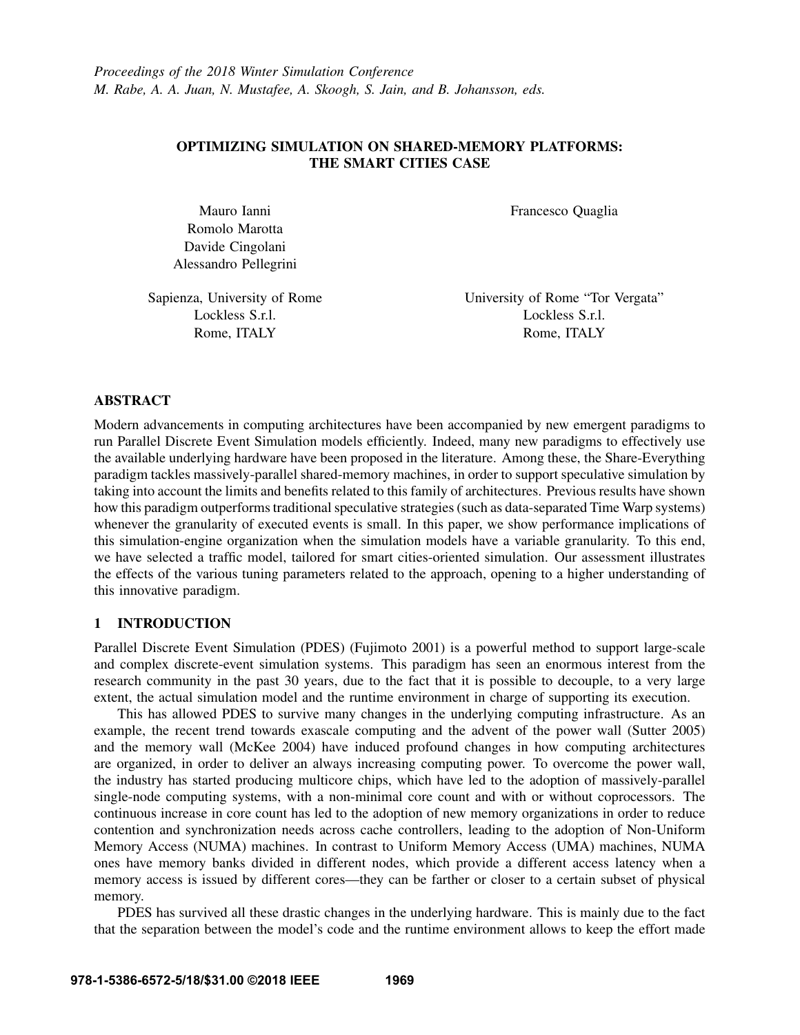*Proceedings of the 2018 Winter Simulation Conference*
*M. Rabe, A. A. Juan, N. Mustafee, A. Skoogh, S. Jain, and B. Johansson, eds.*

# OPTIMIZING SIMULATION ON SHARED-MEMORY PLATFORMS: THE SMART CITIES CASE

Mauro Ianni
Romolo Marotta
Davide Cingolani
Alessandro Pellegrini

Sapienza, University of Rome
Lockless S.r.l.
Rome, ITALY

Francesco Quaglia

University of Rome "Tor Vergata"
Lockless S.r.l.
Rome, ITALY

## ABSTRACT

Modern advancements in computing architectures have been accompanied by new emergent paradigms to run Parallel Discrete Event Simulation models efficiently. Indeed, many new paradigms to effectively use the available underlying hardware have been proposed in the literature. Among these, the Share-Everything paradigm tackles massively-parallel shared-memory machines, in order to support speculative simulation by taking into account the limits and benefits related to this family of architectures. Previous results have shown how this paradigm outperforms traditional speculative strategies (such as data-separated Time Warp systems) whenever the granularity of executed events is small. In this paper, we show performance implications of this simulation-engine organization when the simulation models have a variable granularity. To this end, we have selected a traffic model, tailored for smart cities-oriented simulation. Our assessment illustrates the effects of the various tuning parameters related to the approach, opening to a higher understanding of this innovative paradigm.

## 1 INTRODUCTION

Parallel Discrete Event Simulation (PDES) (Fujimoto 2001) is a powerful method to support large-scale and complex discrete-event simulation systems. This paradigm has seen an enormous interest from the research community in the past 30 years, due to the fact that it is possible to decouple, to a very large extent, the actual simulation model and the runtime environment in charge of supporting its execution.

This has allowed PDES to survive many changes in the underlying computing infrastructure. As an example, the recent trend towards exascale computing and the advent of the power wall (Sutter 2005) and the memory wall (McKee 2004) have induced profound changes in how computing architectures are organized, in order to deliver an always increasing computing power. To overcome the power wall, the industry has started producing multicore chips, which have led to the adoption of massively-parallel single-node computing systems, with a non-minimal core count and with or without coprocessors. The continuous increase in core count has led to the adoption of new memory organizations in order to reduce contention and synchronization needs across cache controllers, leading to the adoption of Non-Uniform Memory Access (NUMA) machines. In contrast to Uniform Memory Access (UMA) machines, NUMA ones have memory banks divided in different nodes, which provide a different access latency when a memory access is issued by different cores—they can be farther or closer to a certain subset of physical memory.

PDES has survived all these drastic changes in the underlying hardware. This is mainly due to the fact that the separation between the model's code and the runtime environment allows to keep the effort made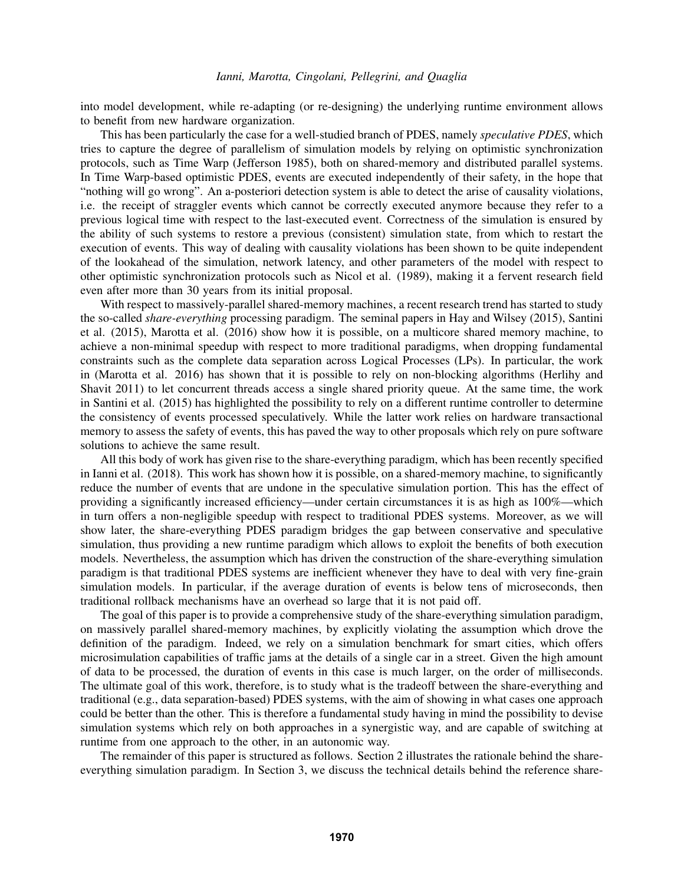into model development, while re-adapting (or re-designing) the underlying runtime environment allows to benefit from new hardware organization.

This has been particularly the case for a well-studied branch of PDES, namely *speculative PDES*, which tries to capture the degree of parallelism of simulation models by relying on optimistic synchronization protocols, such as Time Warp (Jefferson 1985), both on shared-memory and distributed parallel systems. In Time Warp-based optimistic PDES, events are executed independently of their safety, in the hope that "nothing will go wrong". An a-posteriori detection system is able to detect the arise of causality violations, i.e. the receipt of straggler events which cannot be correctly executed anymore because they refer to a previous logical time with respect to the last-executed event. Correctness of the simulation is ensured by the ability of such systems to restore a previous (consistent) simulation state, from which to restart the execution of events. This way of dealing with causality violations has been shown to be quite independent of the lookahead of the simulation, network latency, and other parameters of the model with respect to other optimistic synchronization protocols such as Nicol et al. (1989), making it a fervent research field even after more than 30 years from its initial proposal.

With respect to massively-parallel shared-memory machines, a recent research trend has started to study the so-called *share-everything* processing paradigm. The seminal papers in Hay and Wilsey (2015), Santini et al. (2015), Marotta et al. (2016) show how it is possible, on a multicore shared memory machine, to achieve a non-minimal speedup with respect to more traditional paradigms, when dropping fundamental constraints such as the complete data separation across Logical Processes (LPs). In particular, the work in (Marotta et al. 2016) has shown that it is possible to rely on non-blocking algorithms (Herlihy and Shavit 2011) to let concurrent threads access a single shared priority queue. At the same time, the work in Santini et al. (2015) has highlighted the possibility to rely on a different runtime controller to determine the consistency of events processed speculatively. While the latter work relies on hardware transactional memory to assess the safety of events, this has paved the way to other proposals which rely on pure software solutions to achieve the same result.

All this body of work has given rise to the share-everything paradigm, which has been recently specified in Ianni et al. (2018). This work has shown how it is possible, on a shared-memory machine, to significantly reduce the number of events that are undone in the speculative simulation portion. This has the effect of providing a significantly increased efficiency—under certain circumstances it is as high as 100%—which in turn offers a non-negligible speedup with respect to traditional PDES systems. Moreover, as we will show later, the share-everything PDES paradigm bridges the gap between conservative and speculative simulation, thus providing a new runtime paradigm which allows to exploit the benefits of both execution models. Nevertheless, the assumption which has driven the construction of the share-everything simulation paradigm is that traditional PDES systems are inefficient whenever they have to deal with very fine-grain simulation models. In particular, if the average duration of events is below tens of microseconds, then traditional rollback mechanisms have an overhead so large that it is not paid off.

The goal of this paper is to provide a comprehensive study of the share-everything simulation paradigm, on massively parallel shared-memory machines, by explicitly violating the assumption which drove the definition of the paradigm. Indeed, we rely on a simulation benchmark for smart cities, which offers microsimulation capabilities of traffic jams at the details of a single car in a street. Given the high amount of data to be processed, the duration of events in this case is much larger, on the order of milliseconds. The ultimate goal of this work, therefore, is to study what is the tradeoff between the share-everything and traditional (e.g., data separation-based) PDES systems, with the aim of showing in what cases one approach could be better than the other. This is therefore a fundamental study having in mind the possibility to devise simulation systems which rely on both approaches in a synergistic way, and are capable of switching at runtime from one approach to the other, in an autonomic way.

The remainder of this paper is structured as follows. Section 2 illustrates the rationale behind the share-everything simulation paradigm. In Section 3, we discuss the technical details behind the reference share-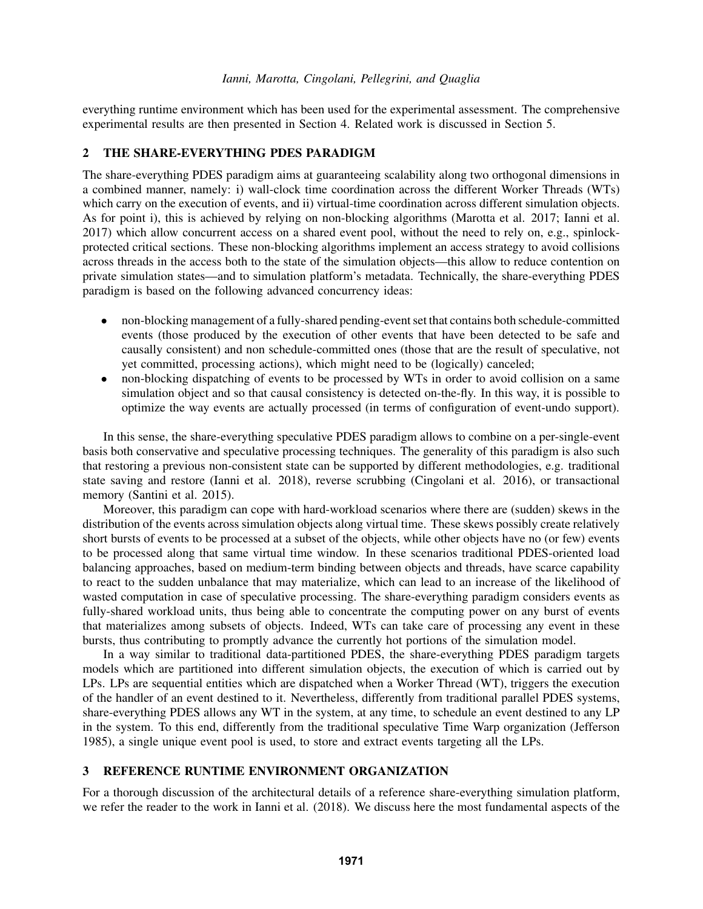everything runtime environment which has been used for the experimental assessment. The comprehensive experimental results are then presented in Section 4. Related work is discussed in Section 5.

## 2 THE SHARE-EVERYTHING PDES PARADIGM

The share-everything PDES paradigm aims at guaranteeing scalability along two orthogonal dimensions in a combined manner, namely: i) wall-clock time coordination across the different Worker Threads (WTs) which carry on the execution of events, and ii) virtual-time coordination across different simulation objects. As for point i), this is achieved by relying on non-blocking algorithms (Marotta et al. 2017; Ianni et al. 2017) which allow concurrent access on a shared event pool, without the need to rely on, e.g., spinlock-protected critical sections. These non-blocking algorithms implement an access strategy to avoid collisions across threads in the access both to the state of the simulation objects—this allow to reduce contention on private simulation states—and to simulation platform's metadata. Technically, the share-everything PDES paradigm is based on the following advanced concurrency ideas:

- non-blocking management of a fully-shared pending-event set that contains both schedule-committed events (those produced by the execution of other events that have been detected to be safe and causally consistent) and non schedule-committed ones (those that are the result of speculative, not yet committed, processing actions), which might need to be (logically) canceled;
- non-blocking dispatching of events to be processed by WTs in order to avoid collision on a same simulation object and so that causal consistency is detected on-the-fly. In this way, it is possible to optimize the way events are actually processed (in terms of configuration of event-undo support).

In this sense, the share-everything speculative PDES paradigm allows to combine on a per-single-event basis both conservative and speculative processing techniques. The generality of this paradigm is also such that restoring a previous non-consistent state can be supported by different methodologies, e.g. traditional state saving and restore (Ianni et al. 2018), reverse scrubbing (Cingolani et al. 2016), or transactional memory (Santini et al. 2015).

Moreover, this paradigm can cope with hard-workload scenarios where there are (sudden) skews in the distribution of the events across simulation objects along virtual time. These skews possibly create relatively short bursts of events to be processed at a subset of the objects, while other objects have no (or few) events to be processed along that same virtual time window. In these scenarios traditional PDES-oriented load balancing approaches, based on medium-term binding between objects and threads, have scarce capability to react to the sudden unbalance that may materialize, which can lead to an increase of the likelihood of wasted computation in case of speculative processing. The share-everything paradigm considers events as fully-shared workload units, thus being able to concentrate the computing power on any burst of events that materializes among subsets of objects. Indeed, WTs can take care of processing any event in these bursts, thus contributing to promptly advance the currently hot portions of the simulation model.

In a way similar to traditional data-partitioned PDES, the share-everything PDES paradigm targets models which are partitioned into different simulation objects, the execution of which is carried out by LPs. LPs are sequential entities which are dispatched when a Worker Thread (WT), triggers the execution of the handler of an event destined to it. Nevertheless, differently from traditional parallel PDES systems, share-everything PDES allows any WT in the system, at any time, to schedule an event destined to any LP in the system. To this end, differently from the traditional speculative Time Warp organization (Jefferson 1985), a single unique event pool is used, to store and extract events targeting all the LPs.

## 3 REFERENCE RUNTIME ENVIRONMENT ORGANIZATION

For a thorough discussion of the architectural details of a reference share-everything simulation platform, we refer the reader to the work in Ianni et al. (2018). We discuss here the most fundamental aspects of the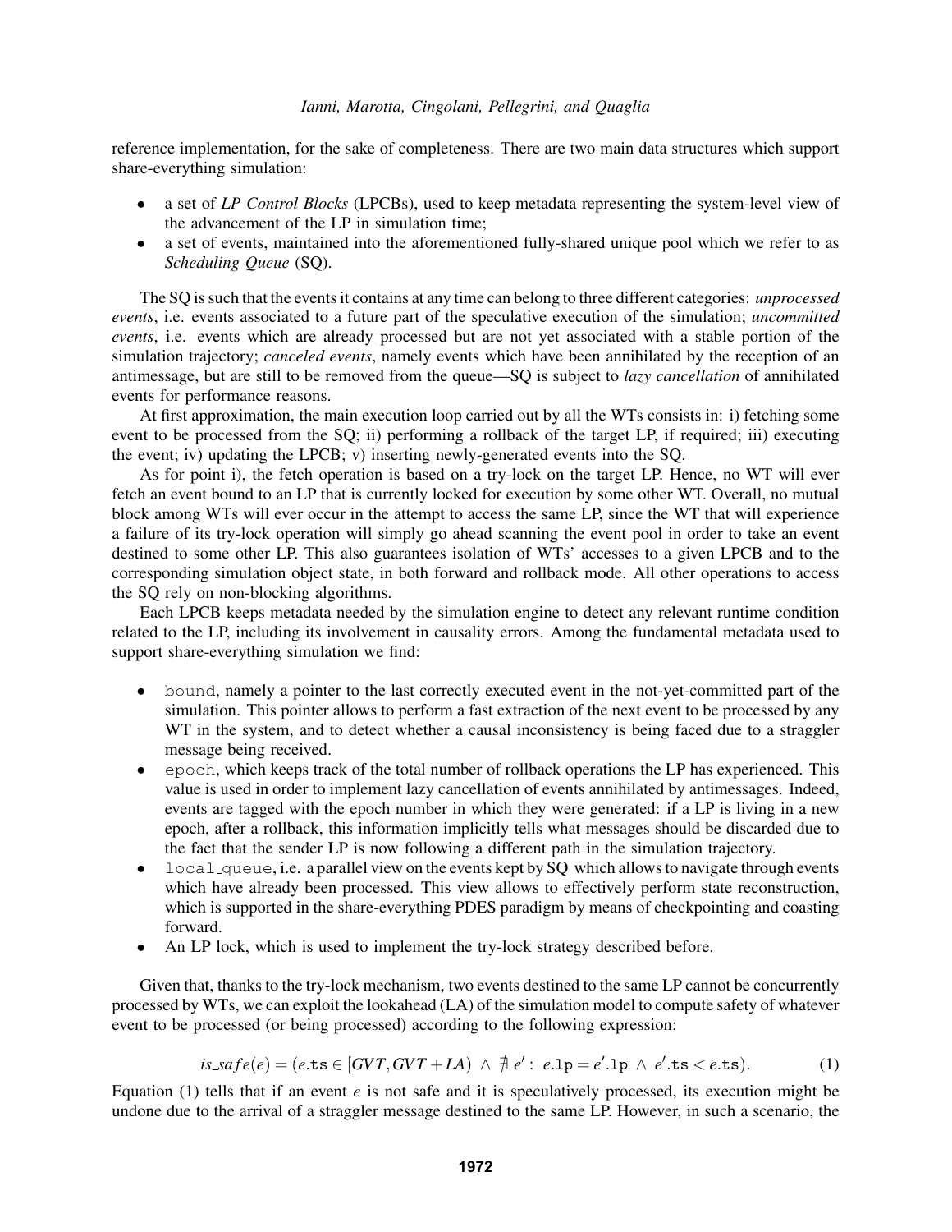reference implementation, for the sake of completeness. There are two main data structures which support share-everything simulation:

- a set of *LP Control Blocks* (LPCBs), used to keep metadata representing the system-level view of the advancement of the LP in simulation time;
- a set of events, maintained into the aforementioned fully-shared unique pool which we refer to as *Scheduling Queue* (SQ).

The SQ is such that the events it contains at any time can belong to three different categories: *unprocessed events*, i.e. events associated to a future part of the speculative execution of the simulation; *uncommitted events*, i.e. events which are already processed but are not yet associated with a stable portion of the simulation trajectory; *canceled events*, namely events which have been annihilated by the reception of an antimessage, but are still to be removed from the queue—SQ is subject to *lazy cancellation* of annihilated events for performance reasons.

At first approximation, the main execution loop carried out by all the WTs consists in: i) fetching some event to be processed from the SQ; ii) performing a rollback of the target LP, if required; iii) executing the event; iv) updating the LPCB; v) inserting newly-generated events into the SQ.

As for point i), the fetch operation is based on a try-lock on the target LP. Hence, no WT will ever fetch an event bound to an LP that is currently locked for execution by some other WT. Overall, no mutual block among WTs will ever occur in the attempt to access the same LP, since the WT that will experience a failure of its try-lock operation will simply go ahead scanning the event pool in order to take an event destined to some other LP. This also guarantees isolation of WTs' accesses to a given LPCB and to the corresponding simulation object state, in both forward and rollback mode. All other operations to access the SQ rely on non-blocking algorithms.

Each LPCB keeps metadata needed by the simulation engine to detect any relevant runtime condition related to the LP, including its involvement in causality errors. Among the fundamental metadata used to support share-everything simulation we find:

- `bound`, namely a pointer to the last correctly executed event in the not-yet-committed part of the simulation. This pointer allows to perform a fast extraction of the next event to be processed by any WT in the system, and to detect whether a causal inconsistency is being faced due to a straggler message being received.
- `epoch`, which keeps track of the total number of rollback operations the LP has experienced. This value is used in order to implement lazy cancellation of events annihilated by antimessages. Indeed, events are tagged with the epoch number in which they were generated: if a LP is living in a new epoch, after a rollback, this information implicitly tells what messages should be discarded due to the fact that the sender LP is now following a different path in the simulation trajectory.
- `local_queue`, i.e. a parallel view on the events kept by SQ which allows to navigate through events which have already been processed. This view allows to effectively perform state reconstruction, which is supported in the share-everything PDES paradigm by means of checkpointing and coasting forward.
- An LP lock, which is used to implement the try-lock strategy described before.

Given that, thanks to the try-lock mechanism, two events destined to the same LP cannot be concurrently processed by WTs, we can exploit the lookahead (LA) of the simulation model to compute safety of whatever event to be processed (or being processed) according to the following expression:

$$is\_safe(e) = (e.\texttt{ts} \in [GVT, GVT + LA) \;\wedge\; \nexists\, e' :\; e.\texttt{lp} = e'.\texttt{lp} \;\wedge\; e'.\texttt{ts} < e.\texttt{ts}). \quad (1)$$

Equation (1) tells that if an event $e$ is not safe and it is speculatively processed, its execution might be undone due to the arrival of a straggler message destined to the same LP. However, in such a scenario, the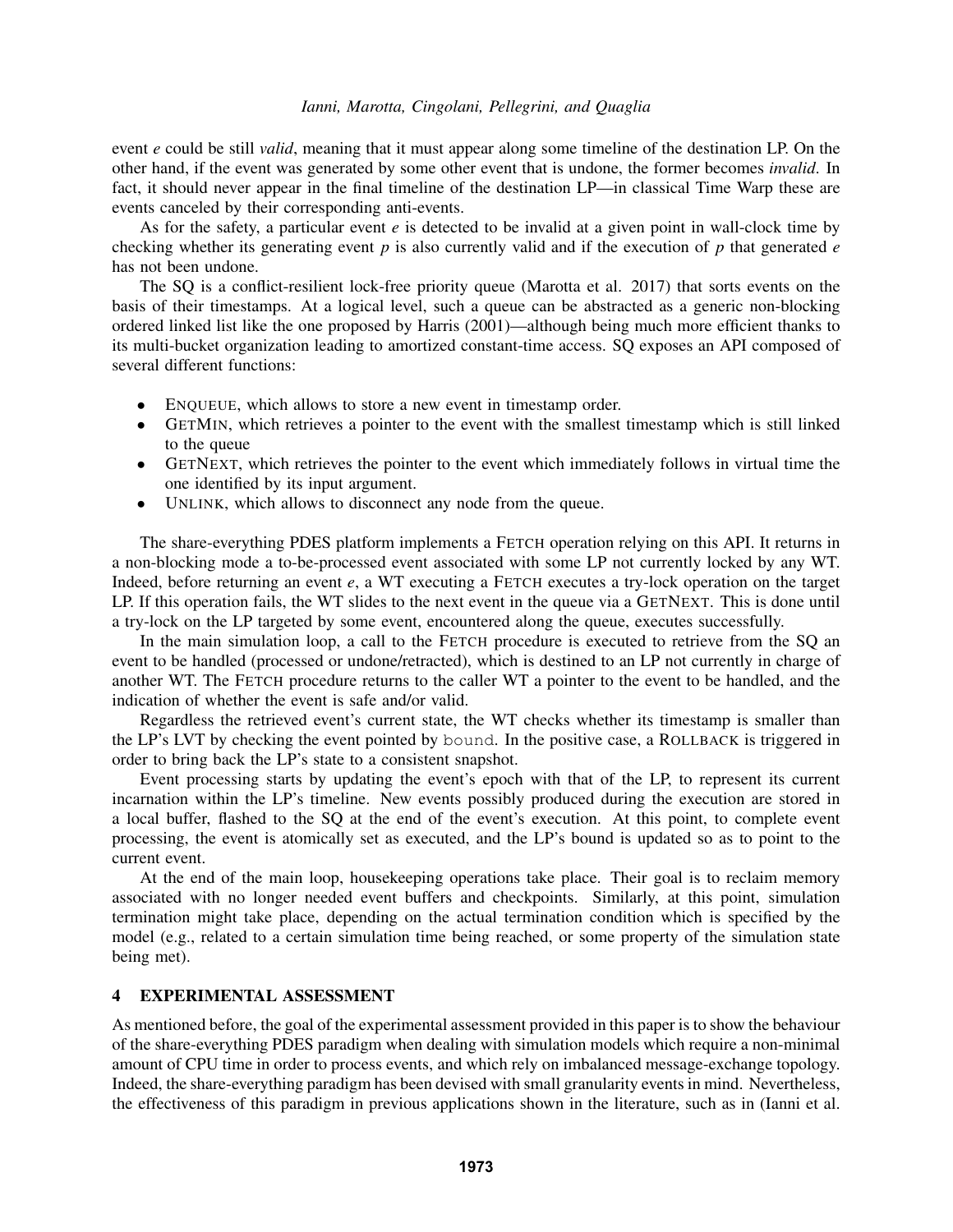event *e* could be still *valid*, meaning that it must appear along some timeline of the destination LP. On the other hand, if the event was generated by some other event that is undone, the former becomes *invalid*. In fact, it should never appear in the final timeline of the destination LP—in classical Time Warp these are events canceled by their corresponding anti-events.

As for the safety, a particular event *e* is detected to be invalid at a given point in wall-clock time by checking whether its generating event *p* is also currently valid and if the execution of *p* that generated *e* has not been undone.

The SQ is a conflict-resilient lock-free priority queue (Marotta et al. 2017) that sorts events on the basis of their timestamps. At a logical level, such a queue can be abstracted as a generic non-blocking ordered linked list like the one proposed by Harris (2001)—although being much more efficient thanks to its multi-bucket organization leading to amortized constant-time access. SQ exposes an API composed of several different functions:

- ENQUEUE, which allows to store a new event in timestamp order.
- GETMIN, which retrieves a pointer to the event with the smallest timestamp which is still linked to the queue
- GETNEXT, which retrieves the pointer to the event which immediately follows in virtual time the one identified by its input argument.
- UNLINK, which allows to disconnect any node from the queue.

The share-everything PDES platform implements a FETCH operation relying on this API. It returns in a non-blocking mode a to-be-processed event associated with some LP not currently locked by any WT. Indeed, before returning an event *e*, a WT executing a FETCH executes a try-lock operation on the target LP. If this operation fails, the WT slides to the next event in the queue via a GETNEXT. This is done until a try-lock on the LP targeted by some event, encountered along the queue, executes successfully.

In the main simulation loop, a call to the FETCH procedure is executed to retrieve from the SQ an event to be handled (processed or undone/retracted), which is destined to an LP not currently in charge of another WT. The FETCH procedure returns to the caller WT a pointer to the event to be handled, and the indication of whether the event is safe and/or valid.

Regardless the retrieved event's current state, the WT checks whether its timestamp is smaller than the LP's LVT by checking the event pointed by `bound`. In the positive case, a ROLLBACK is triggered in order to bring back the LP's state to a consistent snapshot.

Event processing starts by updating the event's epoch with that of the LP, to represent its current incarnation within the LP's timeline. New events possibly produced during the execution are stored in a local buffer, flashed to the SQ at the end of the event's execution. At this point, to complete event processing, the event is atomically set as executed, and the LP's bound is updated so as to point to the current event.

At the end of the main loop, housekeeping operations take place. Their goal is to reclaim memory associated with no longer needed event buffers and checkpoints. Similarly, at this point, simulation termination might take place, depending on the actual termination condition which is specified by the model (e.g., related to a certain simulation time being reached, or some property of the simulation state being met).

## 4 EXPERIMENTAL ASSESSMENT

As mentioned before, the goal of the experimental assessment provided in this paper is to show the behaviour of the share-everything PDES paradigm when dealing with simulation models which require a non-minimal amount of CPU time in order to process events, and which rely on imbalanced message-exchange topology. Indeed, the share-everything paradigm has been devised with small granularity events in mind. Nevertheless, the effectiveness of this paradigm in previous applications shown in the literature, such as in (Ianni et al.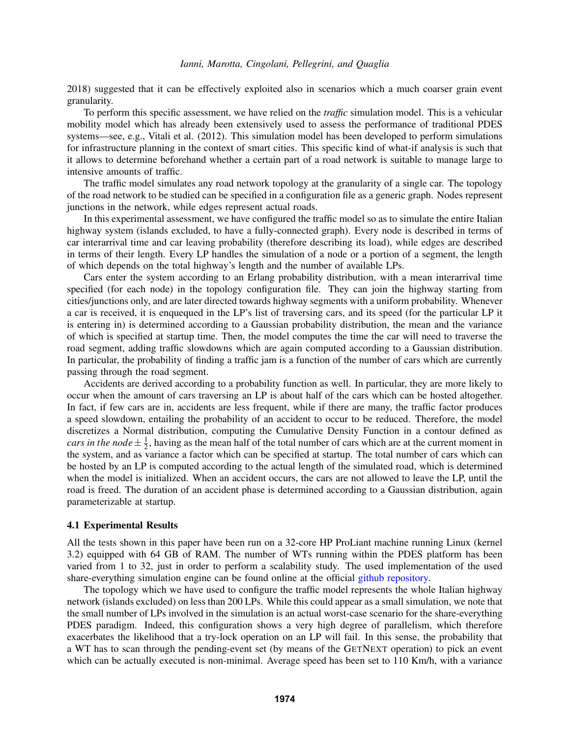2018) suggested that it can be effectively exploited also in scenarios which a much coarser grain event granularity.

To perform this specific assessment, we have relied on the *traffic* simulation model. This is a vehicular mobility model which has already been extensively used to assess the performance of traditional PDES systems—see, e.g., Vitali et al. (2012). This simulation model has been developed to perform simulations for infrastructure planning in the context of smart cities. This specific kind of what-if analysis is such that it allows to determine beforehand whether a certain part of a road network is suitable to manage large to intensive amounts of traffic.

The traffic model simulates any road network topology at the granularity of a single car. The topology of the road network to be studied can be specified in a configuration file as a generic graph. Nodes represent junctions in the network, while edges represent actual roads.

In this experimental assessment, we have configured the traffic model so as to simulate the entire Italian highway system (islands excluded, to have a fully-connected graph). Every node is described in terms of car interarrival time and car leaving probability (therefore describing its load), while edges are described in terms of their length. Every LP handles the simulation of a node or a portion of a segment, the length of which depends on the total highway's length and the number of available LPs.

Cars enter the system according to an Erlang probability distribution, with a mean interarrival time specified (for each node) in the topology configuration file. They can join the highway starting from cities/junctions only, and are later directed towards highway segments with a uniform probability. Whenever a car is received, it is enqueued in the LP's list of traversing cars, and its speed (for the particular LP it is entering in) is determined according to a Gaussian probability distribution, the mean and the variance of which is specified at startup time. Then, the model computes the time the car will need to traverse the road segment, adding traffic slowdowns which are again computed according to a Gaussian distribution. In particular, the probability of finding a traffic jam is a function of the number of cars which are currently passing through the road segment.

Accidents are derived according to a probability function as well. In particular, they are more likely to occur when the amount of cars traversing an LP is about half of the cars which can be hosted altogether. In fact, if few cars are in, accidents are less frequent, while if there are many, the traffic factor produces a speed slowdown, entailing the probability of an accident to occur to be reduced. Therefore, the model discretizes a Normal distribution, computing the Cumulative Density Function in a contour defined as *cars in the node* $\pm \frac{1}{2}$, having as the mean half of the total number of cars which are at the current moment in the system, and as variance a factor which can be specified at startup. The total number of cars which can be hosted by an LP is computed according to the actual length of the simulated road, which is determined when the model is initialized. When an accident occurs, the cars are not allowed to leave the LP, until the road is freed. The duration of an accident phase is determined according to a Gaussian distribution, again parameterizable at startup.

### 4.1 Experimental Results

All the tests shown in this paper have been run on a 32-core HP ProLiant machine running Linux (kernel 3.2) equipped with 64 GB of RAM. The number of WTs running within the PDES platform has been varied from 1 to 32, just in order to perform a scalability study. The used implementation of the used share-everything simulation engine can be found online at the official github repository.

The topology which we have used to configure the traffic model represents the whole Italian highway network (islands excluded) on less than 200 LPs. While this could appear as a small simulation, we note that the small number of LPs involved in the simulation is an actual worst-case scenario for the share-everything PDES paradigm. Indeed, this configuration shows a very high degree of parallelism, which therefore exacerbates the likelihood that a try-lock operation on an LP will fail. In this sense, the probability that a WT has to scan through the pending-event set (by means of the GETNEXT operation) to pick an event which can be actually executed is non-minimal. Average speed has been set to 110 Km/h, with a variance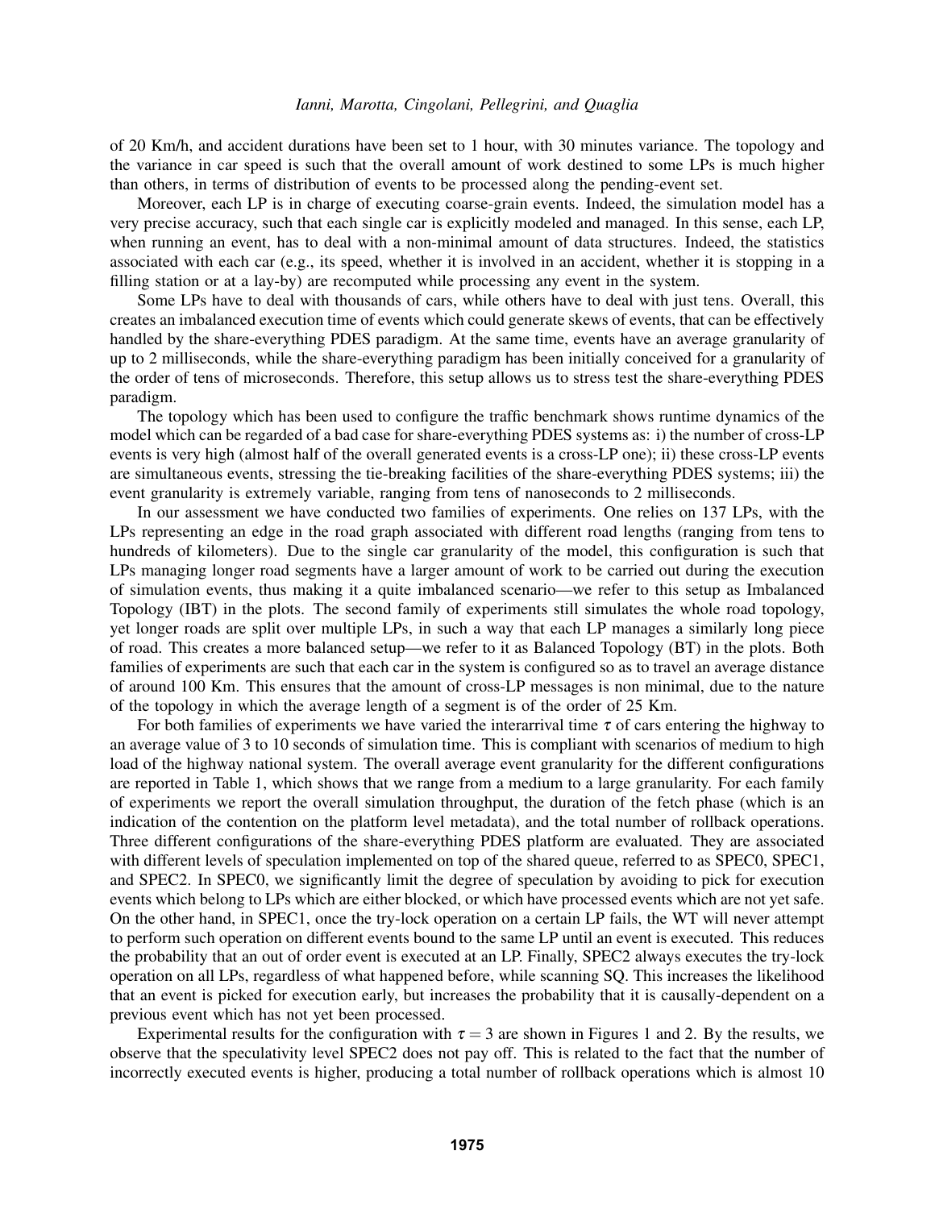of 20 Km/h, and accident durations have been set to 1 hour, with 30 minutes variance. The topology and the variance in car speed is such that the overall amount of work destined to some LPs is much higher than others, in terms of distribution of events to be processed along the pending-event set.

Moreover, each LP is in charge of executing coarse-grain events. Indeed, the simulation model has a very precise accuracy, such that each single car is explicitly modeled and managed. In this sense, each LP, when running an event, has to deal with a non-minimal amount of data structures. Indeed, the statistics associated with each car (e.g., its speed, whether it is involved in an accident, whether it is stopping in a filling station or at a lay-by) are recomputed while processing any event in the system.

Some LPs have to deal with thousands of cars, while others have to deal with just tens. Overall, this creates an imbalanced execution time of events which could generate skews of events, that can be effectively handled by the share-everything PDES paradigm. At the same time, events have an average granularity of up to 2 milliseconds, while the share-everything paradigm has been initially conceived for a granularity of the order of tens of microseconds. Therefore, this setup allows us to stress test the share-everything PDES paradigm.

The topology which has been used to configure the traffic benchmark shows runtime dynamics of the model which can be regarded of a bad case for share-everything PDES systems as: i) the number of cross-LP events is very high (almost half of the overall generated events is a cross-LP one); ii) these cross-LP events are simultaneous events, stressing the tie-breaking facilities of the share-everything PDES systems; iii) the event granularity is extremely variable, ranging from tens of nanoseconds to 2 milliseconds.

In our assessment we have conducted two families of experiments. One relies on 137 LPs, with the LPs representing an edge in the road graph associated with different road lengths (ranging from tens to hundreds of kilometers). Due to the single car granularity of the model, this configuration is such that LPs managing longer road segments have a larger amount of work to be carried out during the execution of simulation events, thus making it a quite imbalanced scenario—we refer to this setup as Imbalanced Topology (IBT) in the plots. The second family of experiments still simulates the whole road topology, yet longer roads are split over multiple LPs, in such a way that each LP manages a similarly long piece of road. This creates a more balanced setup—we refer to it as Balanced Topology (BT) in the plots. Both families of experiments are such that each car in the system is configured so as to travel an average distance of around 100 Km. This ensures that the amount of cross-LP messages is non minimal, due to the nature of the topology in which the average length of a segment is of the order of 25 Km.

For both families of experiments we have varied the interarrival time $\tau$ of cars entering the highway to an average value of 3 to 10 seconds of simulation time. This is compliant with scenarios of medium to high load of the highway national system. The overall average event granularity for the different configurations are reported in Table 1, which shows that we range from a medium to a large granularity. For each family of experiments we report the overall simulation throughput, the duration of the fetch phase (which is an indication of the contention on the platform level metadata), and the total number of rollback operations. Three different configurations of the share-everything PDES platform are evaluated. They are associated with different levels of speculation implemented on top of the shared queue, referred to as SPEC0, SPEC1, and SPEC2. In SPEC0, we significantly limit the degree of speculation by avoiding to pick for execution events which belong to LPs which are either blocked, or which have processed events which are not yet safe. On the other hand, in SPEC1, once the try-lock operation on a certain LP fails, the WT will never attempt to perform such operation on different events bound to the same LP until an event is executed. This reduces the probability that an out of order event is executed at an LP. Finally, SPEC2 always executes the try-lock operation on all LPs, regardless of what happened before, while scanning SQ. This increases the likelihood that an event is picked for execution early, but increases the probability that it is causally-dependent on a previous event which has not yet been processed.

Experimental results for the configuration with $\tau = 3$ are shown in Figures 1 and 2. By the results, we observe that the speculativity level SPEC2 does not pay off. This is related to the fact that the number of incorrectly executed events is higher, producing a total number of rollback operations which is almost 10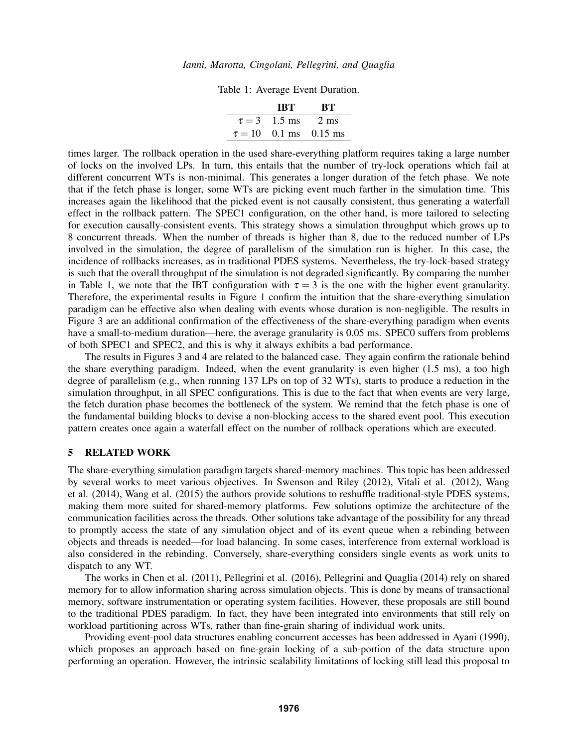Table 1: Average Event Duration.

| | IBT | BT |
|---|---|---|
| $\tau = 3$ | 1.5 ms | 2 ms |
| $\tau = 10$ | 0.1 ms | 0.15 ms |

times larger. The rollback operation in the used share-everything platform requires taking a large number of locks on the involved LPs. In turn, this entails that the number of try-lock operations which fail at different concurrent WTs is non-minimal. This generates a longer duration of the fetch phase. We note that if the fetch phase is longer, some WTs are picking event much farther in the simulation time. This increases again the likelihood that the picked event is not causally consistent, thus generating a waterfall effect in the rollback pattern. The SPEC1 configuration, on the other hand, is more tailored to selecting for execution causally-consistent events. This strategy shows a simulation throughput which grows up to 8 concurrent threads. When the number of threads is higher than 8, due to the reduced number of LPs involved in the simulation, the degree of parallelism of the simulation run is higher. In this case, the incidence of rollbacks increases, as in traditional PDES systems. Nevertheless, the try-lock-based strategy is such that the overall throughput of the simulation is not degraded significantly. By comparing the number in Table 1, we note that the IBT configuration with $\tau = 3$ is the one with the higher event granularity. Therefore, the experimental results in Figure 1 confirm the intuition that the share-everything simulation paradigm can be effective also when dealing with events whose duration is non-negligible. The results in Figure 3 are an additional confirmation of the effectiveness of the share-everything paradigm when events have a small-to-medium duration—here, the average granularity is 0.05 ms. SPEC0 suffers from problems of both SPEC1 and SPEC2, and this is why it always exhibits a bad performance.

The results in Figures 3 and 4 are related to the balanced case. They again confirm the rationale behind the share everything paradigm. Indeed, when the event granularity is even higher (1.5 ms), a too high degree of parallelism (e.g., when running 137 LPs on top of 32 WTs), starts to produce a reduction in the simulation throughput, in all SPEC configurations. This is due to the fact that when events are very large, the fetch duration phase becomes the bottleneck of the system. We remind that the fetch phase is one of the fundamental building blocks to devise a non-blocking access to the shared event pool. This execution pattern creates once again a waterfall effect on the number of rollback operations which are executed.

## 5 RELATED WORK

The share-everything simulation paradigm targets shared-memory machines. This topic has been addressed by several works to meet various objectives. In Swenson and Riley (2012), Vitali et al. (2012), Wang et al. (2014), Wang et al. (2015) the authors provide solutions to reshuffle traditional-style PDES systems, making them more suited for shared-memory platforms. Few solutions optimize the architecture of the communication facilities across the threads. Other solutions take advantage of the possibility for any thread to promptly access the state of any simulation object and of its event queue when a rebinding between objects and threads is needed—for load balancing. In some cases, interference from external workload is also considered in the rebinding. Conversely, share-everything considers single events as work units to dispatch to any WT.

The works in Chen et al. (2011), Pellegrini et al. (2016), Pellegrini and Quaglia (2014) rely on shared memory for to allow information sharing across simulation objects. This is done by means of transactional memory, software instrumentation or operating system facilities. However, these proposals are still bound to the traditional PDES paradigm. In fact, they have been integrated into environments that still rely on workload partitioning across WTs, rather than fine-grain sharing of individual work units.

Providing event-pool data structures enabling concurrent accesses has been addressed in Ayani (1990), which proposes an approach based on fine-grain locking of a sub-portion of the data structure upon performing an operation. However, the intrinsic scalability limitations of locking still lead this proposal to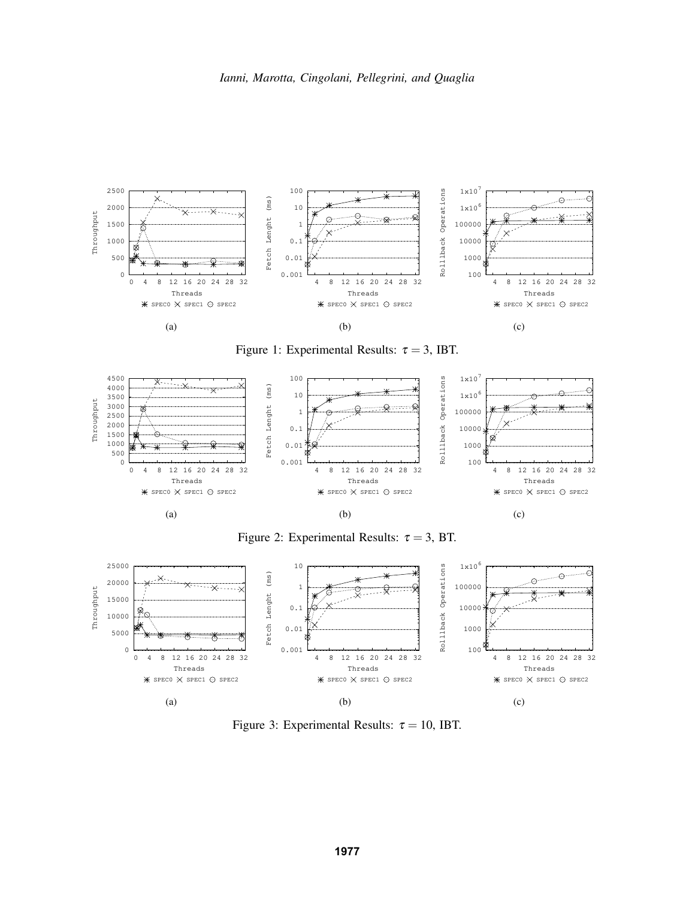Figure 1: Experimental Results: $\tau = 3$, IBT.

Figure 2: Experimental Results: $\tau = 3$, BT.

Figure 3: Experimental Results: $\tau = 10$, IBT.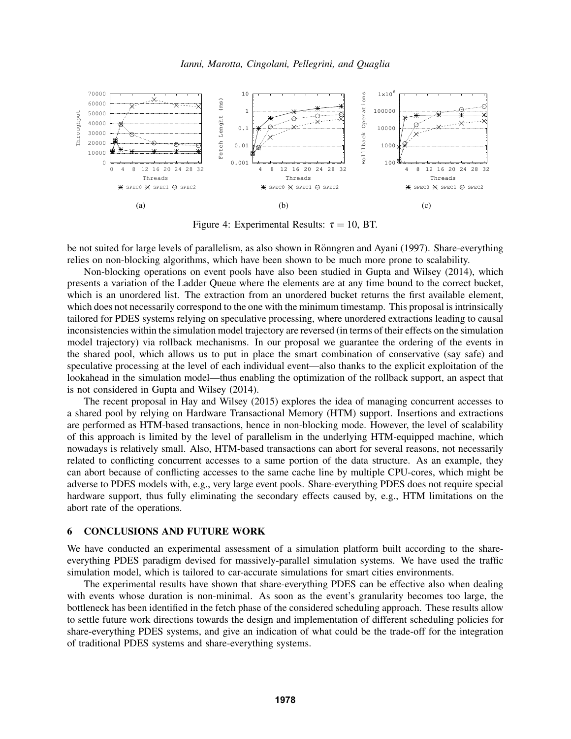Figure 4: Experimental Results: $\tau = 10$, BT.

be not suited for large levels of parallelism, as also shown in Rönngren and Ayani (1997). Share-everything relies on non-blocking algorithms, which have been shown to be much more prone to scalability.

Non-blocking operations on event pools have also been studied in Gupta and Wilsey (2014), which presents a variation of the Ladder Queue where the elements are at any time bound to the correct bucket, which is an unordered list. The extraction from an unordered bucket returns the first available element, which does not necessarily correspond to the one with the minimum timestamp. This proposal is intrinsically tailored for PDES systems relying on speculative processing, where unordered extractions leading to causal inconsistencies within the simulation model trajectory are reversed (in terms of their effects on the simulation model trajectory) via rollback mechanisms. In our proposal we guarantee the ordering of the events in the shared pool, which allows us to put in place the smart combination of conservative (say safe) and speculative processing at the level of each individual event—also thanks to the explicit exploitation of the lookahead in the simulation model—thus enabling the optimization of the rollback support, an aspect that is not considered in Gupta and Wilsey (2014).

The recent proposal in Hay and Wilsey (2015) explores the idea of managing concurrent accesses to a shared pool by relying on Hardware Transactional Memory (HTM) support. Insertions and extractions are performed as HTM-based transactions, hence in non-blocking mode. However, the level of scalability of this approach is limited by the level of parallelism in the underlying HTM-equipped machine, which nowadays is relatively small. Also, HTM-based transactions can abort for several reasons, not necessarily related to conflicting concurrent accesses to a same portion of the data structure. As an example, they can abort because of conflicting accesses to the same cache line by multiple CPU-cores, which might be adverse to PDES models with, e.g., very large event pools. Share-everything PDES does not require special hardware support, thus fully eliminating the secondary effects caused by, e.g., HTM limitations on the abort rate of the operations.

## 6 CONCLUSIONS AND FUTURE WORK

We have conducted an experimental assessment of a simulation platform built according to the share-everything PDES paradigm devised for massively-parallel simulation systems. We have used the traffic simulation model, which is tailored to car-accurate simulations for smart cities environments.

The experimental results have shown that share-everything PDES can be effective also when dealing with events whose duration is non-minimal. As soon as the event's granularity becomes too large, the bottleneck has been identified in the fetch phase of the considered scheduling approach. These results allow to settle future work directions towards the design and implementation of different scheduling policies for share-everything PDES systems, and give an indication of what could be the trade-off for the integration of traditional PDES systems and share-everything systems.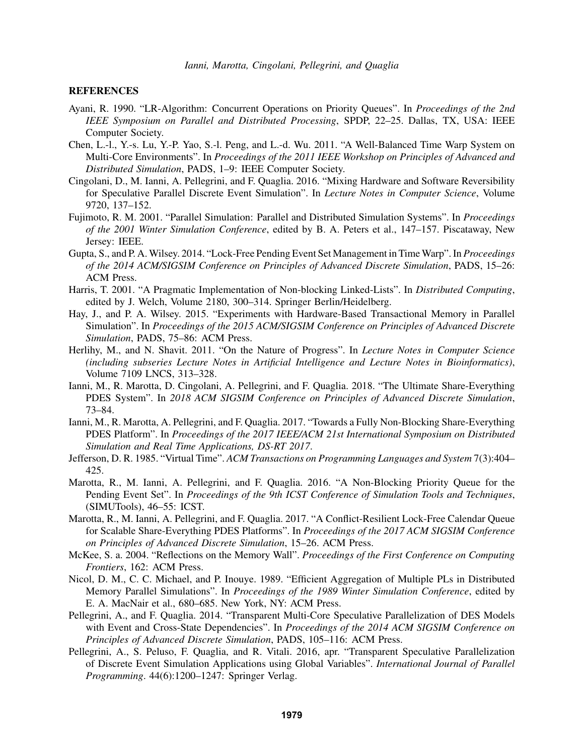## REFERENCES

Ayani, R. 1990. "LR-Algorithm: Concurrent Operations on Priority Queues". In *Proceedings of the 2nd IEEE Symposium on Parallel and Distributed Processing*, SPDP, 22–25. Dallas, TX, USA: IEEE Computer Society.

Chen, L.-l., Y.-s. Lu, Y.-P. Yao, S.-l. Peng, and L.-d. Wu. 2011. "A Well-Balanced Time Warp System on Multi-Core Environments". In *Proceedings of the 2011 IEEE Workshop on Principles of Advanced and Distributed Simulation*, PADS, 1–9: IEEE Computer Society.

Cingolani, D., M. Ianni, A. Pellegrini, and F. Quaglia. 2016. "Mixing Hardware and Software Reversibility for Speculative Parallel Discrete Event Simulation". In *Lecture Notes in Computer Science*, Volume 9720, 137–152.

Fujimoto, R. M. 2001. "Parallel Simulation: Parallel and Distributed Simulation Systems". In *Proceedings of the 2001 Winter Simulation Conference*, edited by B. A. Peters et al., 147–157. Piscataway, New Jersey: IEEE.

Gupta, S., and P. A. Wilsey. 2014. "Lock-Free Pending Event Set Management in Time Warp". In *Proceedings of the 2014 ACM/SIGSIM Conference on Principles of Advanced Discrete Simulation*, PADS, 15–26: ACM Press.

Harris, T. 2001. "A Pragmatic Implementation of Non-blocking Linked-Lists". In *Distributed Computing*, edited by J. Welch, Volume 2180, 300–314. Springer Berlin/Heidelberg.

Hay, J., and P. A. Wilsey. 2015. "Experiments with Hardware-Based Transactional Memory in Parallel Simulation". In *Proceedings of the 2015 ACM/SIGSIM Conference on Principles of Advanced Discrete Simulation*, PADS, 75–86: ACM Press.

Herlihy, M., and N. Shavit. 2011. "On the Nature of Progress". In *Lecture Notes in Computer Science (including subseries Lecture Notes in Artificial Intelligence and Lecture Notes in Bioinformatics)*, Volume 7109 LNCS, 313–328.

Ianni, M., R. Marotta, D. Cingolani, A. Pellegrini, and F. Quaglia. 2018. "The Ultimate Share-Everything PDES System". In *2018 ACM SIGSIM Conference on Principles of Advanced Discrete Simulation*, 73–84.

Ianni, M., R. Marotta, A. Pellegrini, and F. Quaglia. 2017. "Towards a Fully Non-Blocking Share-Everything PDES Platform". In *Proceedings of the 2017 IEEE/ACM 21st International Symposium on Distributed Simulation and Real Time Applications, DS-RT 2017*.

Jefferson, D. R. 1985. "Virtual Time". *ACM Transactions on Programming Languages and System* 7(3):404–425.

Marotta, R., M. Ianni, A. Pellegrini, and F. Quaglia. 2016. "A Non-Blocking Priority Queue for the Pending Event Set". In *Proceedings of the 9th ICST Conference of Simulation Tools and Techniques*, (SIMUTools), 46–55: ICST.

Marotta, R., M. Ianni, A. Pellegrini, and F. Quaglia. 2017. "A Conflict-Resilient Lock-Free Calendar Queue for Scalable Share-Everything PDES Platforms". In *Proceedings of the 2017 ACM SIGSIM Conference on Principles of Advanced Discrete Simulation*, 15–26. ACM Press.

McKee, S. a. 2004. "Reflections on the Memory Wall". *Proceedings of the First Conference on Computing Frontiers*, 162: ACM Press.

Nicol, D. M., C. C. Michael, and P. Inouye. 1989. "Efficient Aggregation of Multiple PLs in Distributed Memory Parallel Simulations". In *Proceedings of the 1989 Winter Simulation Conference*, edited by E. A. MacNair et al., 680–685. New York, NY: ACM Press.

Pellegrini, A., and F. Quaglia. 2014. "Transparent Multi-Core Speculative Parallelization of DES Models with Event and Cross-State Dependencies". In *Proceedings of the 2014 ACM SIGSIM Conference on Principles of Advanced Discrete Simulation*, PADS, 105–116: ACM Press.

Pellegrini, A., S. Peluso, F. Quaglia, and R. Vitali. 2016, apr. "Transparent Speculative Parallelization of Discrete Event Simulation Applications using Global Variables". *International Journal of Parallel Programming*. 44(6):1200–1247: Springer Verlag.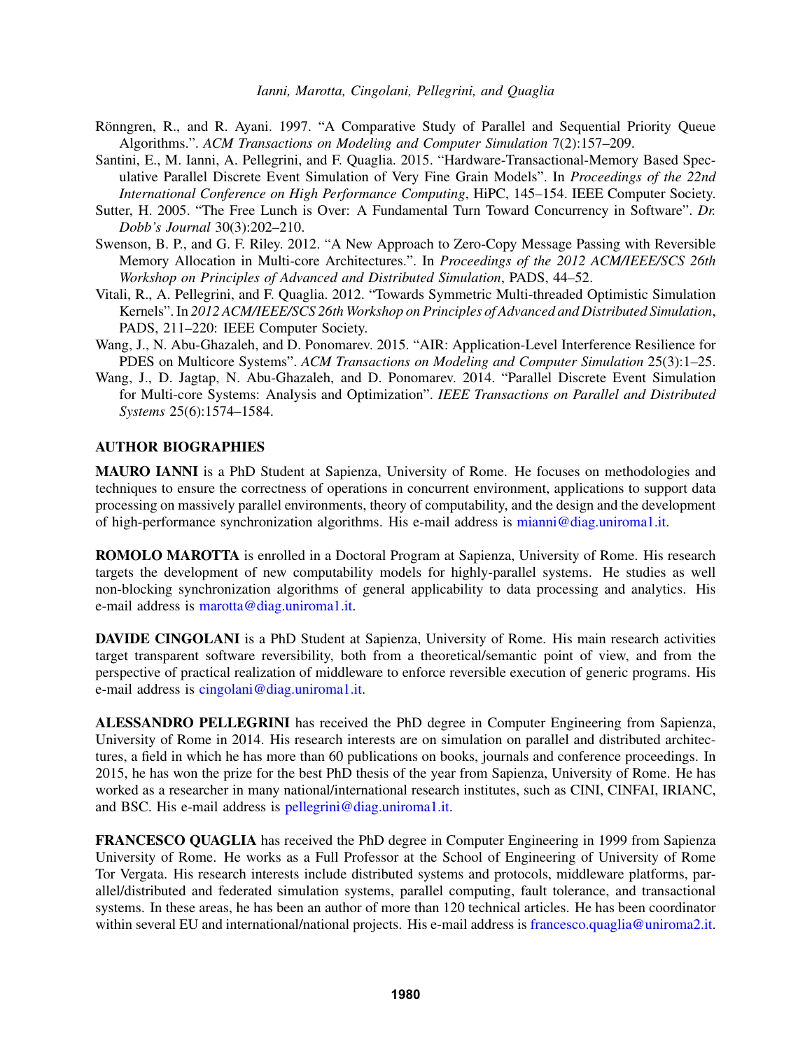Rönngren, R., and R. Ayani. 1997. "A Comparative Study of Parallel and Sequential Priority Queue Algorithms.". *ACM Transactions on Modeling and Computer Simulation* 7(2):157–209.

Santini, E., M. Ianni, A. Pellegrini, and F. Quaglia. 2015. "Hardware-Transactional-Memory Based Speculative Parallel Discrete Event Simulation of Very Fine Grain Models". In *Proceedings of the 22nd International Conference on High Performance Computing*, HiPC, 145–154. IEEE Computer Society.

Sutter, H. 2005. "The Free Lunch is Over: A Fundamental Turn Toward Concurrency in Software". *Dr. Dobb's Journal* 30(3):202–210.

Swenson, B. P., and G. F. Riley. 2012. "A New Approach to Zero-Copy Message Passing with Reversible Memory Allocation in Multi-core Architectures.". In *Proceedings of the 2012 ACM/IEEE/SCS 26th Workshop on Principles of Advanced and Distributed Simulation*, PADS, 44–52.

Vitali, R., A. Pellegrini, and F. Quaglia. 2012. "Towards Symmetric Multi-threaded Optimistic Simulation Kernels". In *2012 ACM/IEEE/SCS 26th Workshop on Principles of Advanced and Distributed Simulation*, PADS, 211–220: IEEE Computer Society.

Wang, J., N. Abu-Ghazaleh, and D. Ponomarev. 2015. "AIR: Application-Level Interference Resilience for PDES on Multicore Systems". *ACM Transactions on Modeling and Computer Simulation* 25(3):1–25.

Wang, J., D. Jagtap, N. Abu-Ghazaleh, and D. Ponomarev. 2014. "Parallel Discrete Event Simulation for Multi-core Systems: Analysis and Optimization". *IEEE Transactions on Parallel and Distributed Systems* 25(6):1574–1584.

## AUTHOR BIOGRAPHIES

**MAURO IANNI** is a PhD Student at Sapienza, University of Rome. He focuses on methodologies and techniques to ensure the correctness of operations in concurrent environment, applications to support data processing on massively parallel environments, theory of computability, and the design and the development of high-performance synchronization algorithms. His e-mail address is mianni@diag.uniroma1.it.

**ROMOLO MAROTTA** is enrolled in a Doctoral Program at Sapienza, University of Rome. His research targets the development of new computability models for highly-parallel systems. He studies as well non-blocking synchronization algorithms of general applicability to data processing and analytics. His e-mail address is marotta@diag.uniroma1.it.

**DAVIDE CINGOLANI** is a PhD Student at Sapienza, University of Rome. His main research activities target transparent software reversibility, both from a theoretical/semantic point of view, and from the perspective of practical realization of middleware to enforce reversible execution of generic programs. His e-mail address is cingolani@diag.uniroma1.it.

**ALESSANDRO PELLEGRINI** has received the PhD degree in Computer Engineering from Sapienza, University of Rome in 2014. His research interests are on simulation on parallel and distributed architectures, a field in which he has more than 60 publications on books, journals and conference proceedings. In 2015, he has won the prize for the best PhD thesis of the year from Sapienza, University of Rome. He has worked as a researcher in many national/international research institutes, such as CINI, CINFAI, IRIANC, and BSC. His e-mail address is pellegrini@diag.uniroma1.it.

**FRANCESCO QUAGLIA** has received the PhD degree in Computer Engineering in 1999 from Sapienza University of Rome. He works as a Full Professor at the School of Engineering of University of Rome Tor Vergata. His research interests include distributed systems and protocols, middleware platforms, parallel/distributed and federated simulation systems, parallel computing, fault tolerance, and transactional systems. In these areas, he has been an author of more than 120 technical articles. He has been coordinator within several EU and international/national projects. His e-mail address is francesco.quaglia@uniroma2.it.